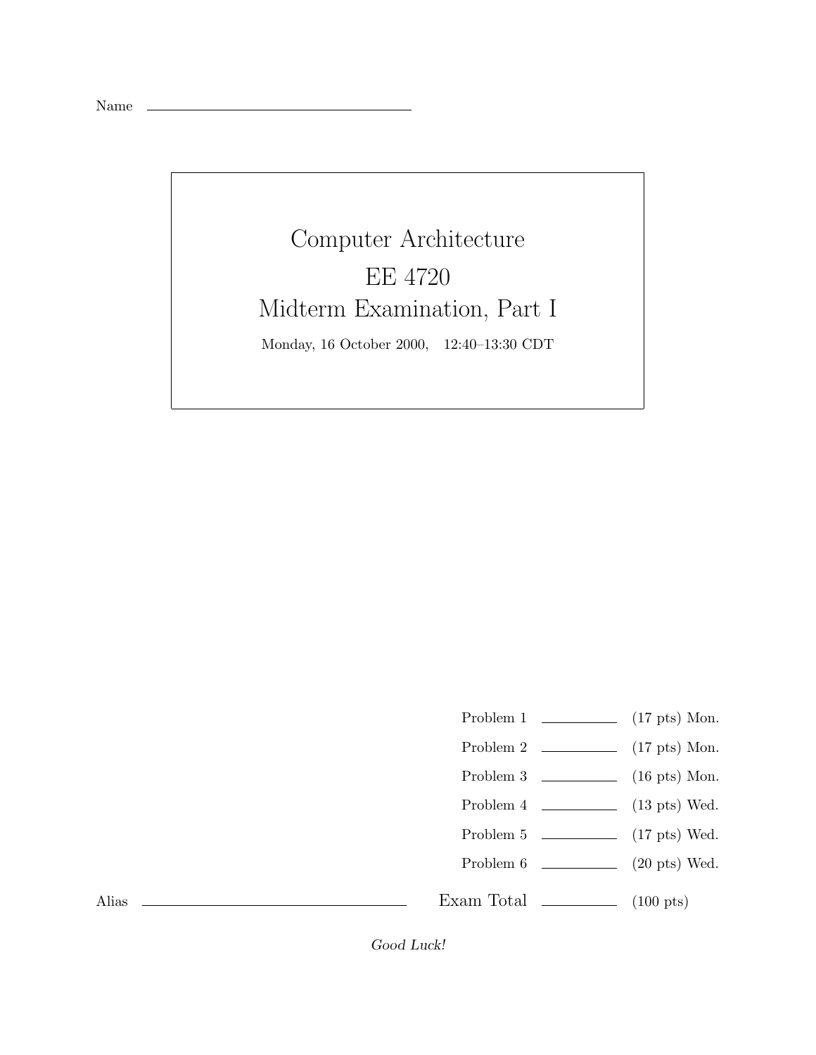Name \_\_\_\_\_\_\_\_\_\_\_\_\_\_\_\_\_\_\_\_\_\_\_\_\_\_\_\_\_\_

# Computer Architecture
# EE 4720
# Midterm Examination, Part I

Monday, 16 October 2000, 12:40–13:30 CDT

| | | |
|---|---|---|
| Problem 1 | \_\_\_\_\_\_\_\_ | (17 pts) Mon. |
| Problem 2 | \_\_\_\_\_\_\_\_ | (17 pts) Mon. |
| Problem 3 | \_\_\_\_\_\_\_\_ | (16 pts) Mon. |
| Problem 4 | \_\_\_\_\_\_\_\_ | (13 pts) Wed. |
| Problem 5 | \_\_\_\_\_\_\_\_ | (17 pts) Wed. |
| Problem 6 | \_\_\_\_\_\_\_\_ | (20 pts) Wed. |
| Exam Total | \_\_\_\_\_\_\_\_ | (100 pts) |

Alias \_\_\_\_\_\_\_\_\_\_\_\_\_\_\_\_\_\_\_\_\_\_\_\_\_\_\_\_\_\_

*Good Luck!*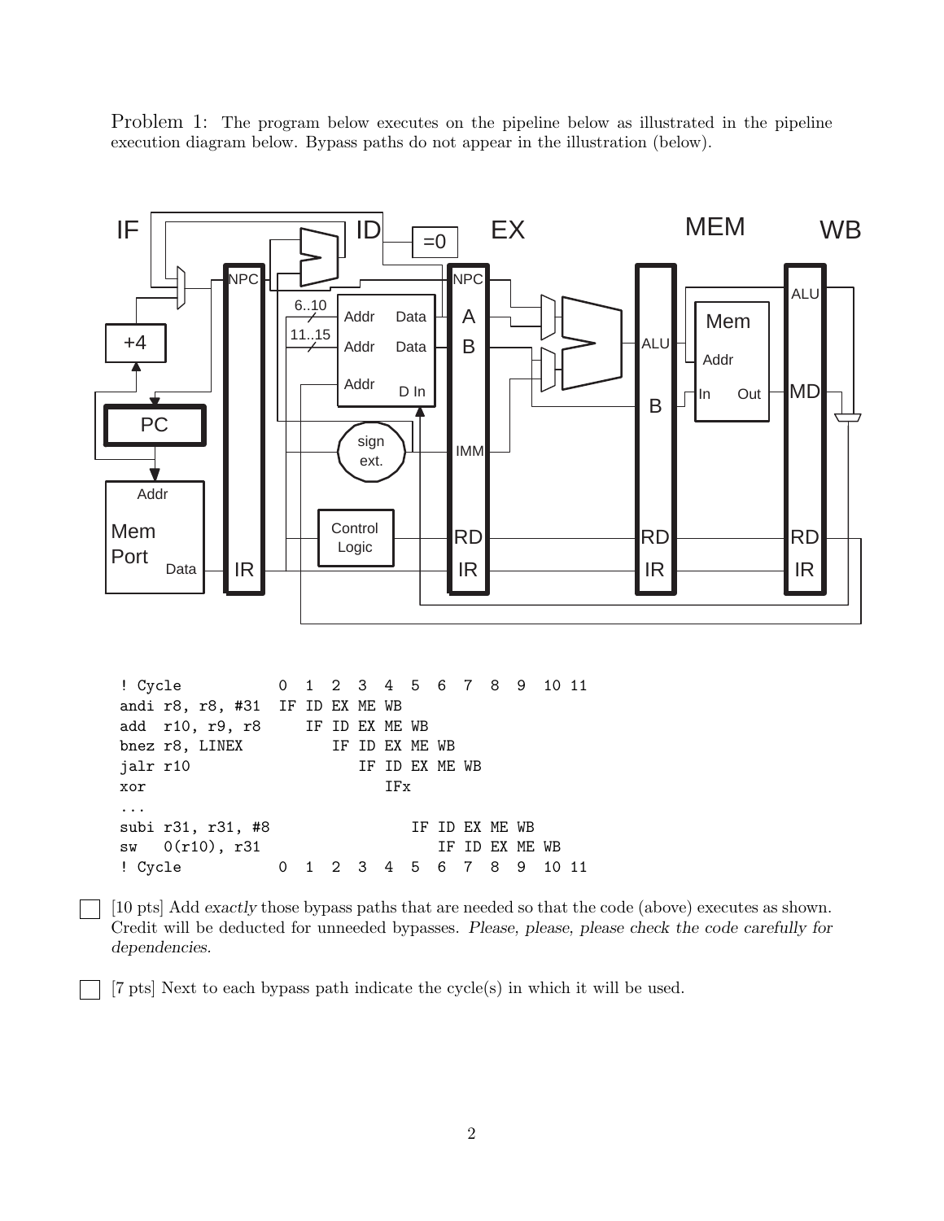Problem 1: The program below executes on the pipeline below as illustrated in the pipeline execution diagram below. Bypass paths do not appear in the illustration (below).

```
! Cycle           0  1  2  3  4  5  6  7  8  9  10 11
andi r8, r8, #31  IF ID EX ME WB
add  r10, r9, r8     IF ID EX ME WB
bnez r8, LINEX          IF ID EX ME WB
jalr r10                   IF ID EX ME WB
xor                           IFx
...
subi r31, r31, #8                IF ID EX ME WB
sw   0(r10), r31                    IF ID EX ME WB
! Cycle           0  1  2  3  4  5  6  7  8  9  10 11
```

☐ [10 pts] Add *exactly* those bypass paths that are needed so that the code (above) executes as shown. Credit will be deducted for unneeded bypasses. *Please, please, please check the code carefully for dependencies.*

☐ [7 pts] Next to each bypass path indicate the cycle(s) in which it will be used.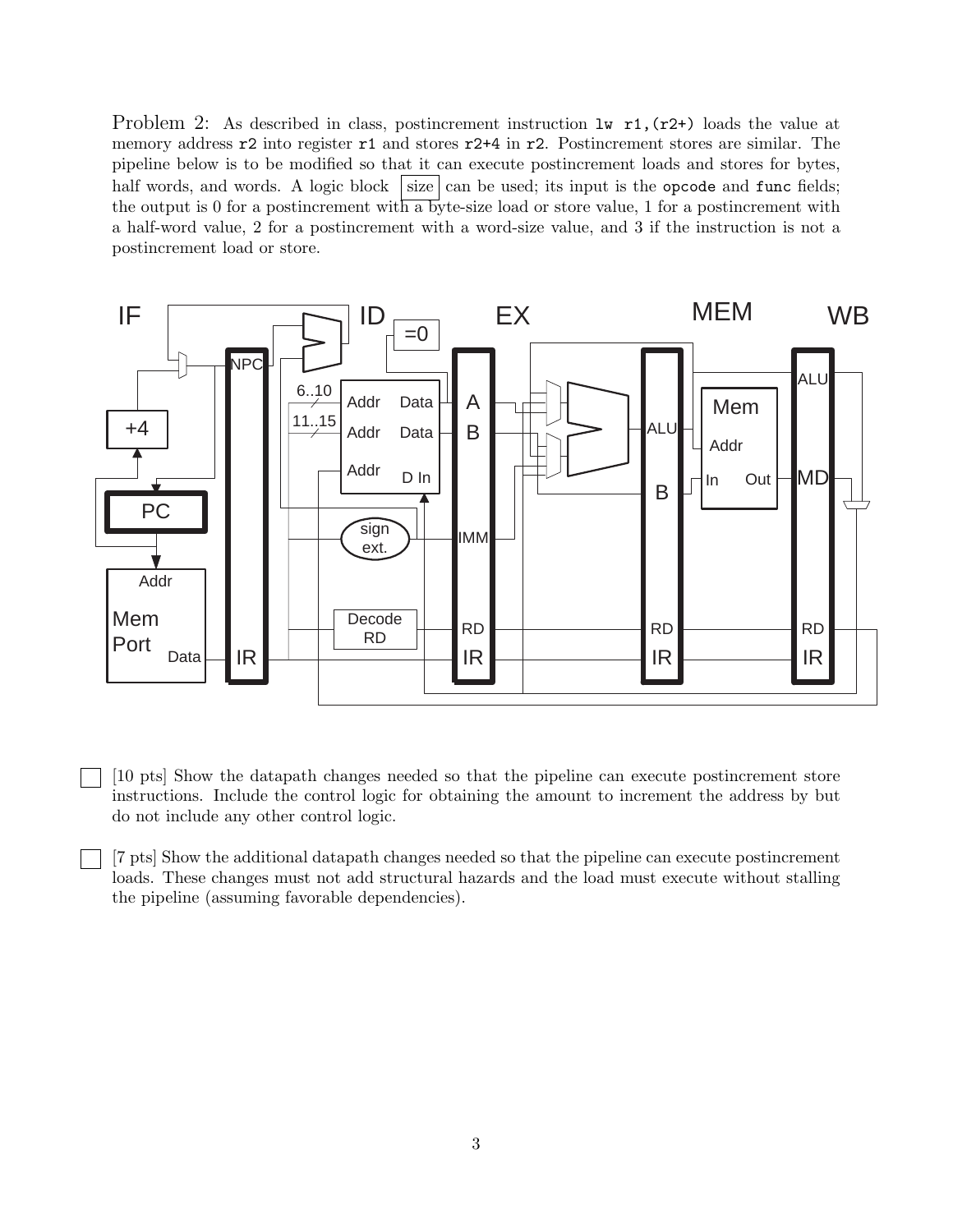Problem 2: As described in class, postincrement instruction `lw r1,(r2+)` loads the value at memory address `r2` into register `r1` and stores `r2+4` in `r2`. Postincrement stores are similar. The pipeline below is to be modified so that it can execute postincrement loads and stores for bytes, half words, and words. A logic block size can be used; its input is the `opcode` and `func` fields; the output is 0 for a postincrement with a byte-size load or store value, 1 for a postincrement with a half-word value, 2 for a postincrement with a word-size value, and 3 if the instruction is not a postincrement load or store.

- [ ] [10 pts] Show the datapath changes needed so that the pipeline can execute postincrement store instructions. Include the control logic for obtaining the amount to increment the address by but do not include any other control logic.

- [ ] [7 pts] Show the additional datapath changes needed so that the pipeline can execute postincrement loads. These changes must not add structural hazards and the load must execute without stalling the pipeline (assuming favorable dependencies).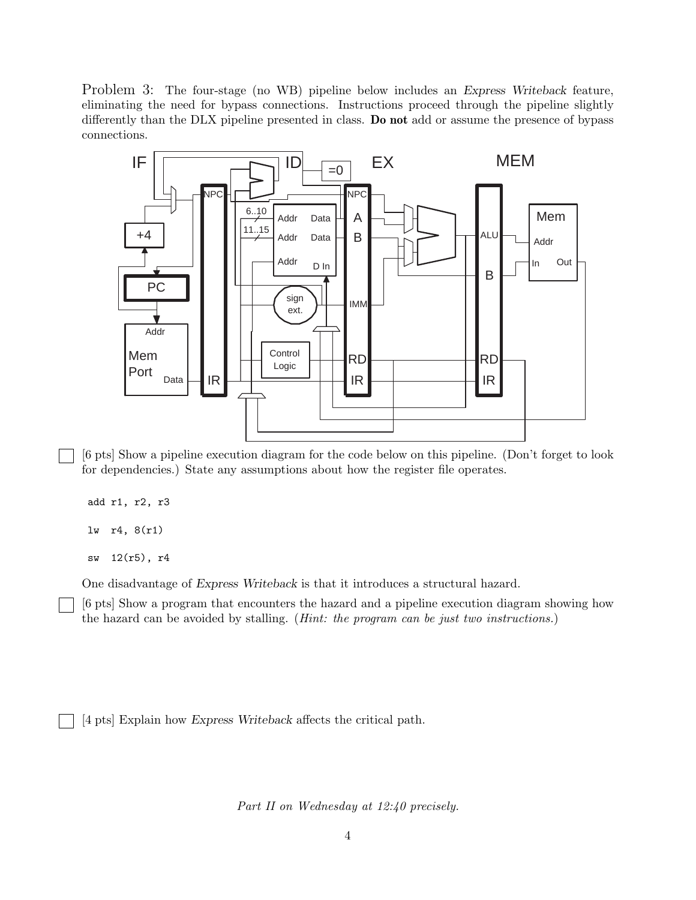Problem 3: The four-stage (no WB) pipeline below includes an *Express Writeback* feature, eliminating the need for bypass connections. Instructions proceed through the pipeline slightly differently than the DLX pipeline presented in class. **Do not** add or assume the presence of bypass connections.

☐ [6 pts] Show a pipeline execution diagram for the code below on this pipeline. (Don't forget to look for dependencies.) State any assumptions about how the register file operates.

```
add r1, r2, r3

lw  r4, 8(r1)

sw  12(r5), r4
```

One disadvantage of *Express Writeback* is that it introduces a structural hazard.

☐ [6 pts] Show a program that encounters the hazard and a pipeline execution diagram showing how the hazard can be avoided by stalling. (*Hint: the program can be just two instructions.*)

☐ [4 pts] Explain how *Express Writeback* affects the critical path.

*Part II on Wednesday at 12:40 precisely.*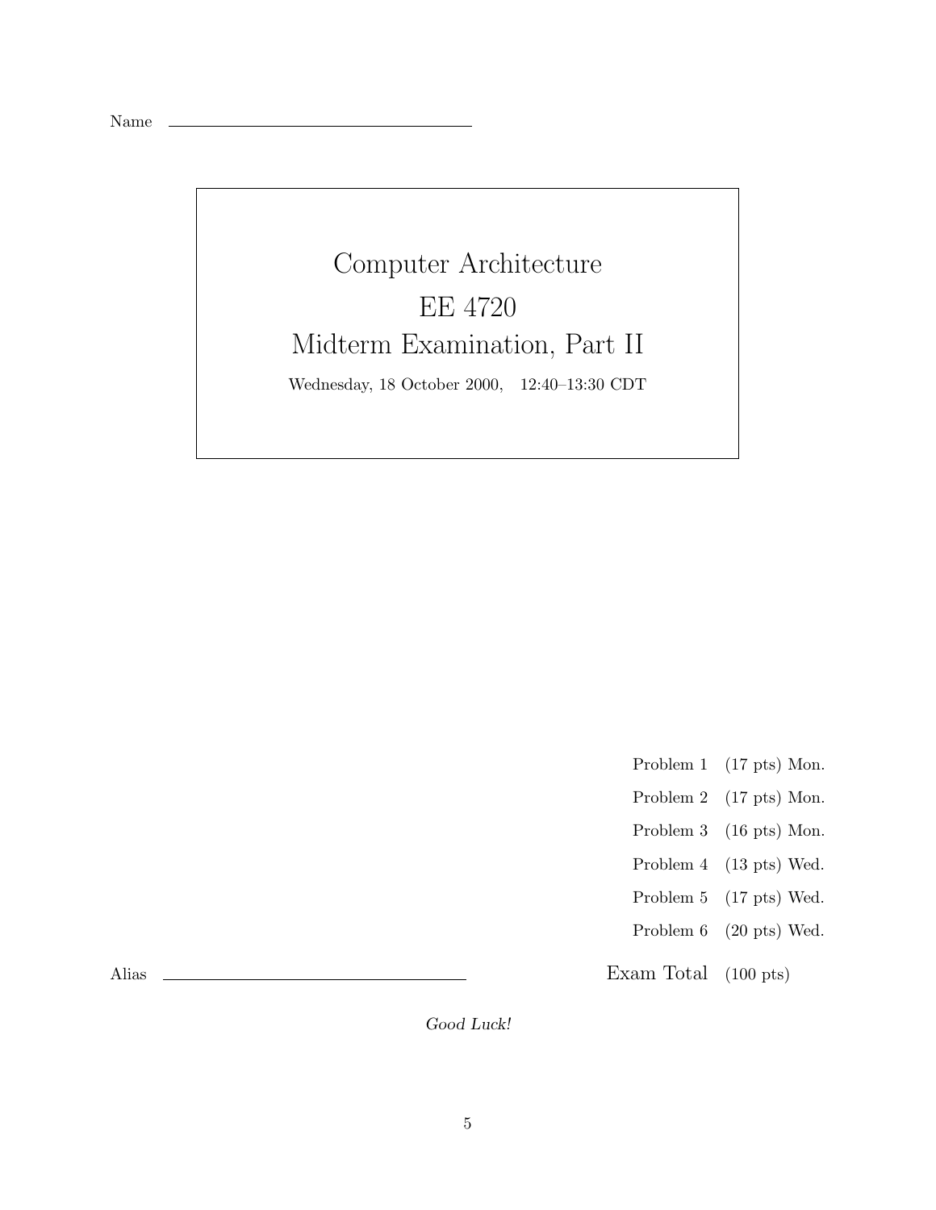Name ______________________________

# Computer Architecture

# EE 4720

# Midterm Examination, Part II

Wednesday, 18 October 2000, 12:40–13:30 CDT

| | | |
|---|---|---|
| Problem 1 | (17 pts) | Mon. |
| Problem 2 | (17 pts) | Mon. |
| Problem 3 | (16 pts) | Mon. |
| Problem 4 | (13 pts) | Wed. |
| Problem 5 | (17 pts) | Wed. |
| Problem 6 | (20 pts) | Wed. |
| Exam Total | (100 pts) | |

Alias ______________________________

*Good Luck!*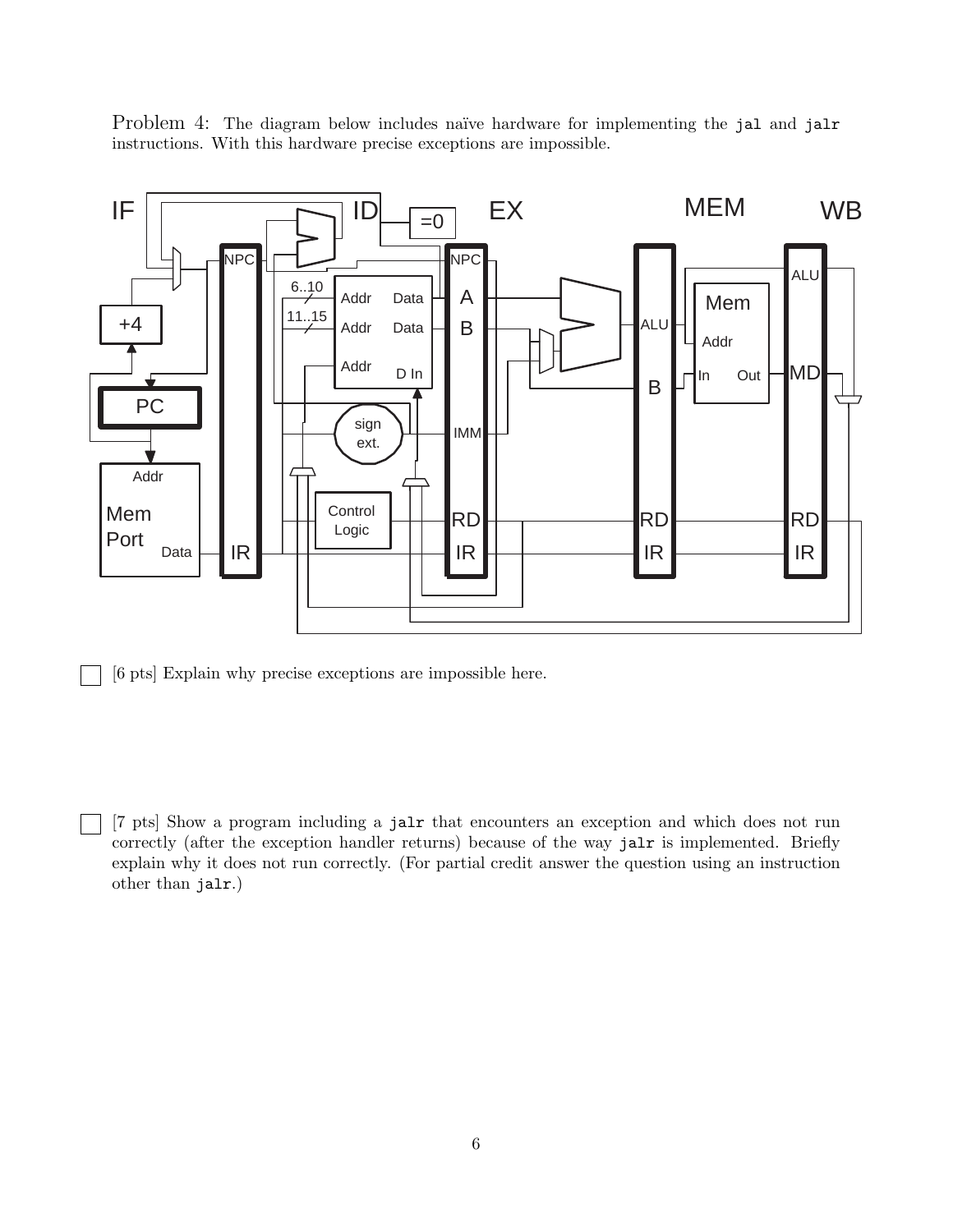Problem 4: The diagram below includes naïve hardware for implementing the `jal` and `jalr` instructions. With this hardware precise exceptions are impossible.

IF ID EX MEM WB

☐ [6 pts] Explain why precise exceptions are impossible here.

☐ [7 pts] Show a program including a `jalr` that encounters an exception and which does not run correctly (after the exception handler returns) because of the way `jalr` is implemented. Briefly explain why it does not run correctly. (For partial credit answer the question using an instruction other than `jalr`.)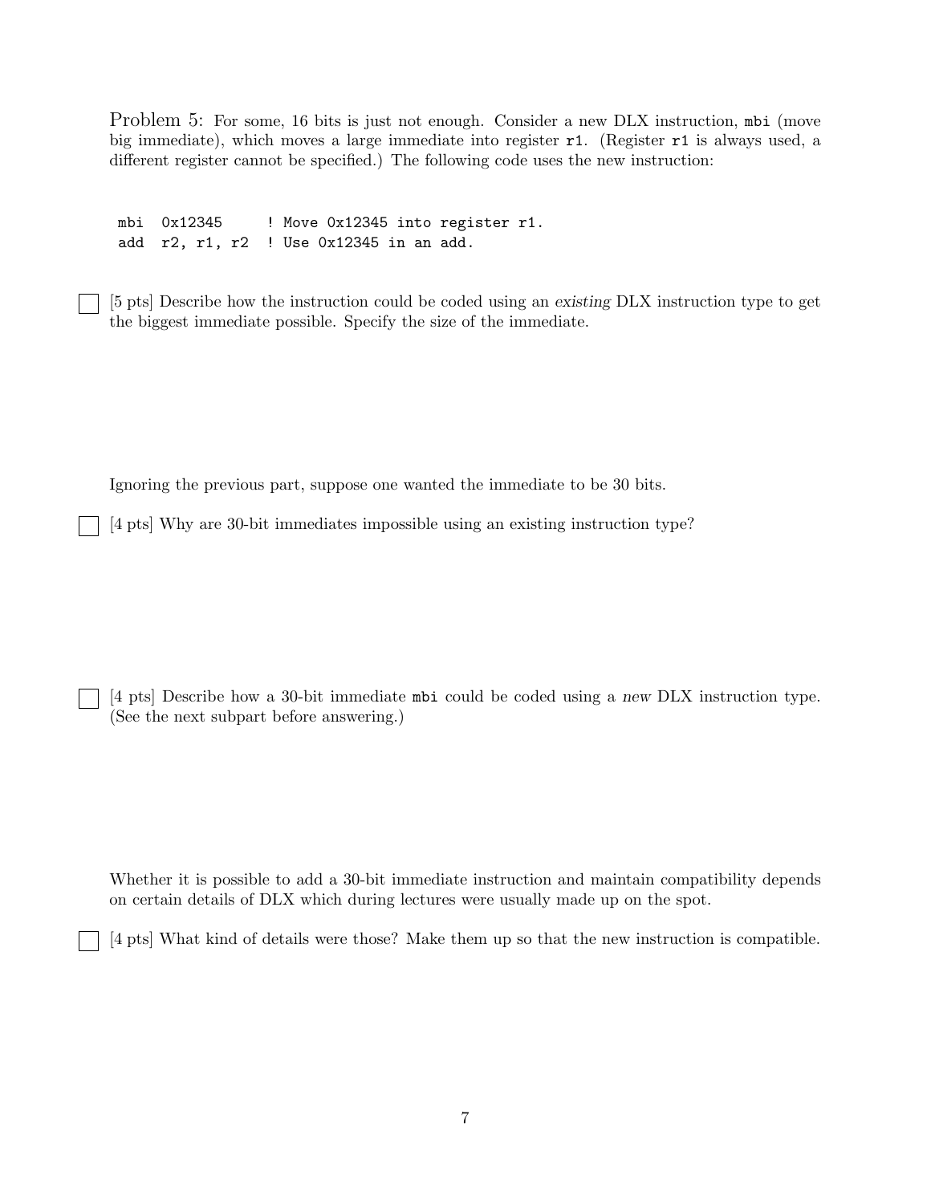Problem 5: For some, 16 bits is just not enough. Consider a new DLX instruction, `mbi` (move big immediate), which moves a large immediate into register `r1`. (Register `r1` is always used, a different register cannot be specified.) The following code uses the new instruction:

```
mbi  0x12345     ! Move 0x12345 into register r1.
add  r2, r1, r2  ! Use 0x12345 in an add.
```

☐ [5 pts] Describe how the instruction could be coded using an *existing* DLX instruction type to get the biggest immediate possible. Specify the size of the immediate.

Ignoring the previous part, suppose one wanted the immediate to be 30 bits.

☐ [4 pts] Why are 30-bit immediates impossible using an existing instruction type?

☐ [4 pts] Describe how a 30-bit immediate `mbi` could be coded using a *new* DLX instruction type. (See the next subpart before answering.)

Whether it is possible to add a 30-bit immediate instruction and maintain compatibility depends on certain details of DLX which during lectures were usually made up on the spot.

☐ [4 pts] What kind of details were those? Make them up so that the new instruction is compatible.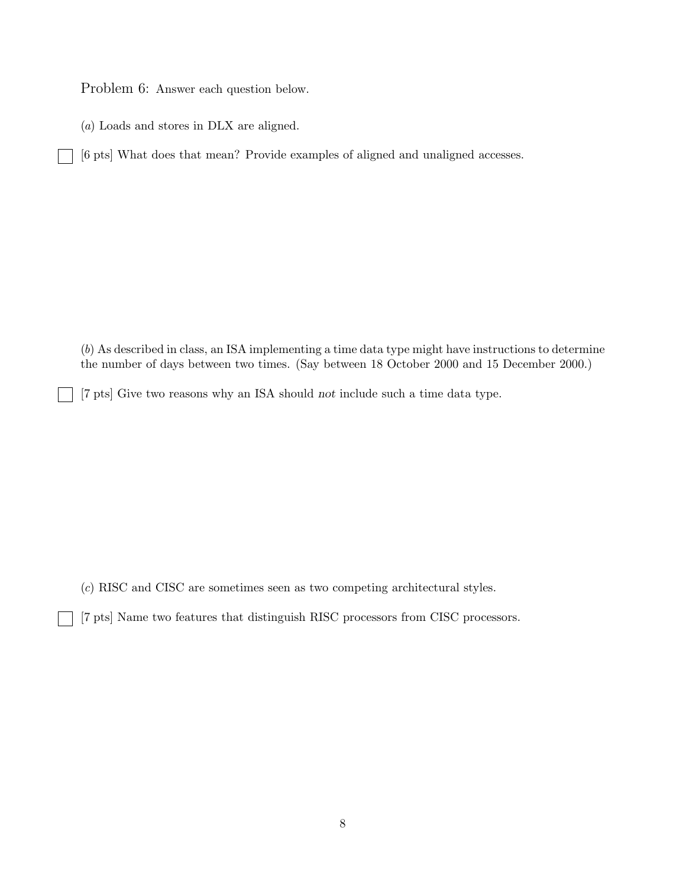Problem 6: Answer each question below.

(*a*) Loads and stores in DLX are aligned.

☐ [6 pts] What does that mean? Provide examples of aligned and unaligned accesses.

(*b*) As described in class, an ISA implementing a time data type might have instructions to determine the number of days between two times. (Say between 18 October 2000 and 15 December 2000.)

☐ [7 pts] Give two reasons why an ISA should *not* include such a time data type.

(*c*) RISC and CISC are sometimes seen as two competing architectural styles.

☐ [7 pts] Name two features that distinguish RISC processors from CISC processors.